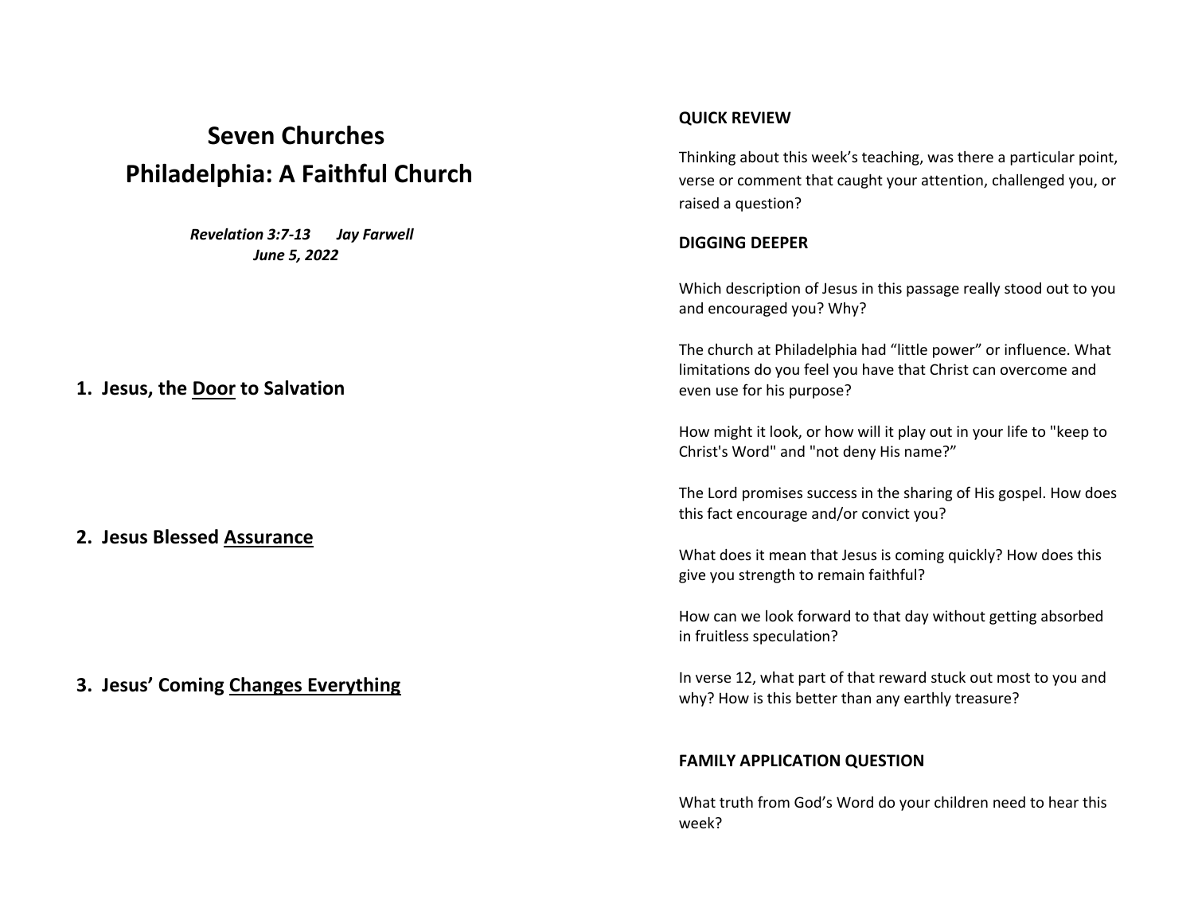# Seven Churches

# Philadelphia: A Faithful Church

***Revelation 3:7-13    Jay Farwell***
***June 5, 2022***

## 1. Jesus, the <u>Door</u> to Salvation

## 2. Jesus Blessed <u>Assurance</u>

## 3. Jesus' Coming <u>Changes Everything</u>

**QUICK REVIEW**

Thinking about this week's teaching, was there a particular point, verse or comment that caught your attention, challenged you, or raised a question?

**DIGGING DEEPER**

Which description of Jesus in this passage really stood out to you and encouraged you? Why?

The church at Philadelphia had "little power" or influence. What limitations do you feel you have that Christ can overcome and even use for his purpose?

How might it look, or how will it play out in your life to "keep to Christ's Word" and "not deny His name?"

The Lord promises success in the sharing of His gospel. How does this fact encourage and/or convict you?

What does it mean that Jesus is coming quickly? How does this give you strength to remain faithful?

How can we look forward to that day without getting absorbed in fruitless speculation?

In verse 12, what part of that reward stuck out most to you and why? How is this better than any earthly treasure?

**FAMILY APPLICATION QUESTION**

What truth from God's Word do your children need to hear this week?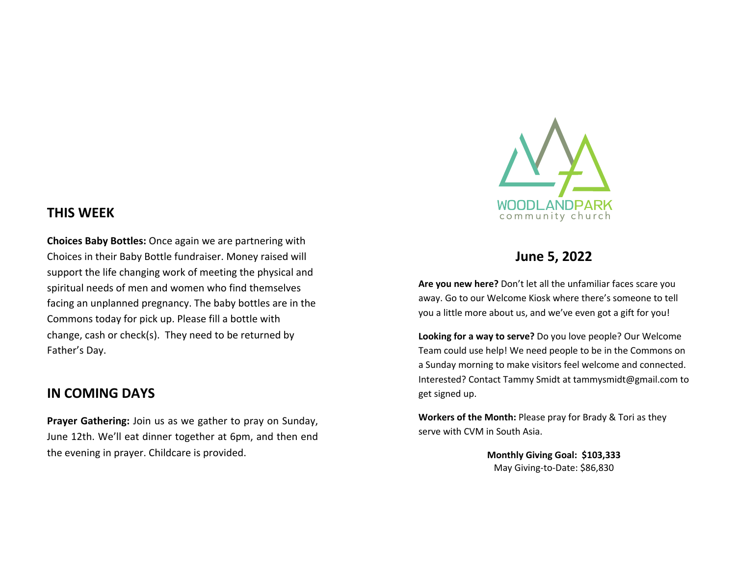## THIS WEEK

**Choices Baby Bottles:** Once again we are partnering with Choices in their Baby Bottle fundraiser. Money raised will support the life changing work of meeting the physical and spiritual needs of men and women who find themselves facing an unplanned pregnancy. The baby bottles are in the Commons today for pick up. Please fill a bottle with change, cash or check(s). They need to be returned by Father's Day.

## IN COMING DAYS

**Prayer Gathering:** Join us as we gather to pray on Sunday, June 12th. We'll eat dinner together at 6pm, and then end the evening in prayer. Childcare is provided.

WOODLANDPARK
community church

## June 5, 2022

**Are you new here?** Don't let all the unfamiliar faces scare you away. Go to our Welcome Kiosk where there's someone to tell you a little more about us, and we've even got a gift for you!

**Looking for a way to serve?** Do you love people? Our Welcome Team could use help! We need people to be in the Commons on a Sunday morning to make visitors feel welcome and connected. Interested? Contact Tammy Smidt at tammysmidt@gmail.com to get signed up.

**Workers of the Month:** Please pray for Brady & Tori as they serve with CVM in South Asia.

**Monthly Giving Goal: $103,333**
May Giving-to-Date: $86,830